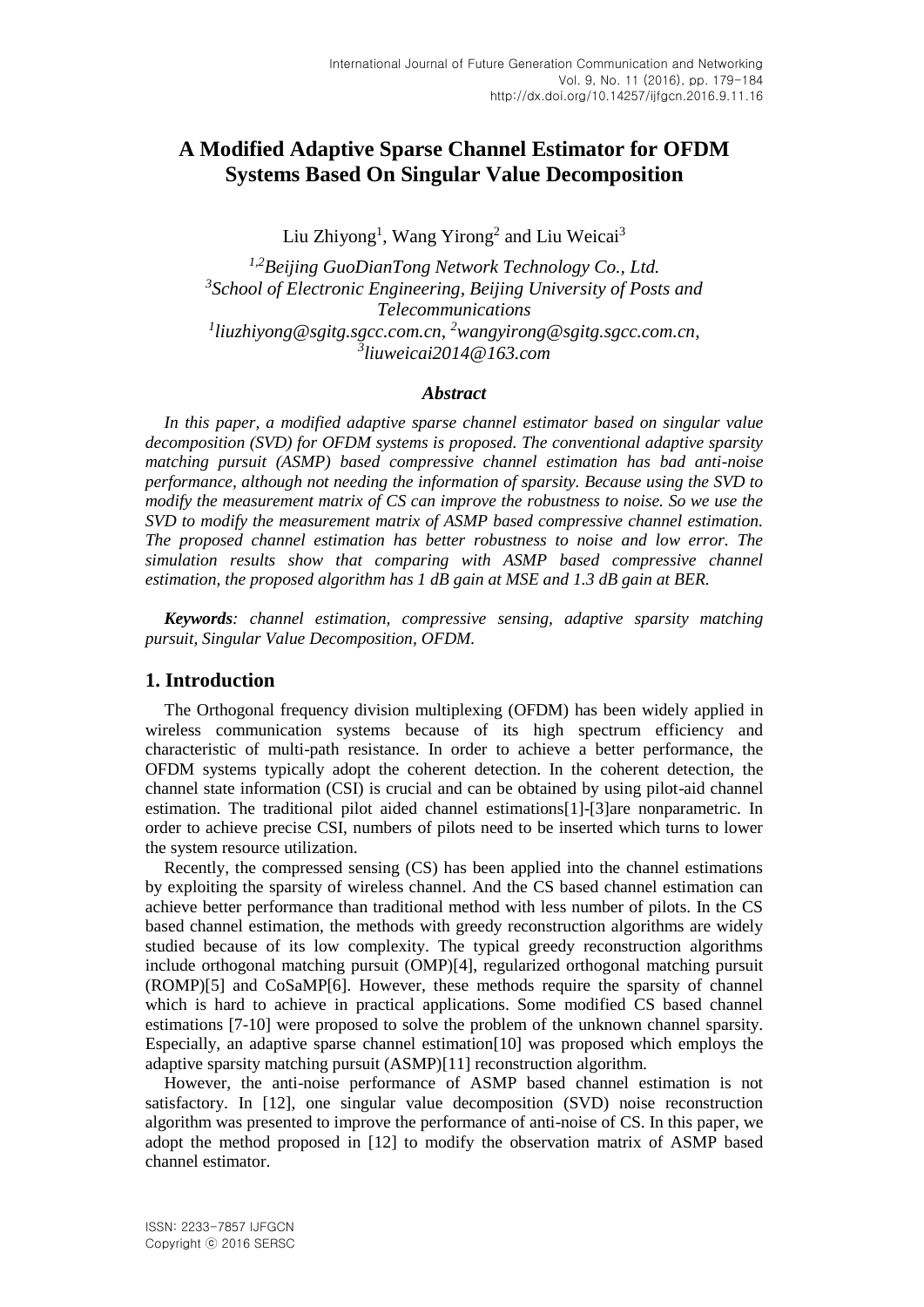# A Modified Adaptive Sparse Channel Estimator for OFDM Systems Based On Singular Value Decomposition

Liu Zhiyong[1], Wang Yirong[2] and Liu Weicai[3]

*[1,2]Beijing GuoDianTong Network Technology Co., Ltd.*
*[3]School of Electronic Engineering, Beijing University of Posts and Telecommunications*
*[1]liuzhiyong@sgitg.sgcc.com.cn, [2]wangyirong@sgitg.sgcc.com.cn, [3]liuweicai2014@163.com*

### *Abstract*

*In this paper, a modified adaptive sparse channel estimator based on singular value decomposition (SVD) for OFDM systems is proposed. The conventional adaptive sparsity matching pursuit (ASMP) based compressive channel estimation has bad anti-noise performance, although not needing the information of sparsity. Because using the SVD to modify the measurement matrix of CS can improve the robustness to noise. So we use the SVD to modify the measurement matrix of ASMP based compressive channel estimation. The proposed channel estimation has better robustness to noise and low error. The simulation results show that comparing with ASMP based compressive channel estimation, the proposed algorithm has 1 dB gain at MSE and 1.3 dB gain at BER.*

***Keywords**: channel estimation, compressive sensing, adaptive sparsity matching pursuit, Singular Value Decomposition, OFDM.*

## 1. Introduction

The Orthogonal frequency division multiplexing (OFDM) has been widely applied in wireless communication systems because of its high spectrum efficiency and characteristic of multi-path resistance. In order to achieve a better performance, the OFDM systems typically adopt the coherent detection. In the coherent detection, the channel state information (CSI) is crucial and can be obtained by using pilot-aid channel estimation. The traditional pilot aided channel estimations[1]-[3]are nonparametric. In order to achieve precise CSI, numbers of pilots need to be inserted which turns to lower the system resource utilization.

Recently, the compressed sensing (CS) has been applied into the channel estimations by exploiting the sparsity of wireless channel. And the CS based channel estimation can achieve better performance than traditional method with less number of pilots. In the CS based channel estimation, the methods with greedy reconstruction algorithms are widely studied because of its low complexity. The typical greedy reconstruction algorithms include orthogonal matching pursuit (OMP)[4], regularized orthogonal matching pursuit (ROMP)[5] and CoSaMP[6]. However, these methods require the sparsity of channel which is hard to achieve in practical applications. Some modified CS based channel estimations [7-10] were proposed to solve the problem of the unknown channel sparsity. Especially, an adaptive sparse channel estimation[10] was proposed which employs the adaptive sparsity matching pursuit (ASMP)[11] reconstruction algorithm.

However, the anti-noise performance of ASMP based channel estimation is not satisfactory. In [12], one singular value decomposition (SVD) noise reconstruction algorithm was presented to improve the performance of anti-noise of CS. In this paper, we adopt the method proposed in [12] to modify the observation matrix of ASMP based channel estimator.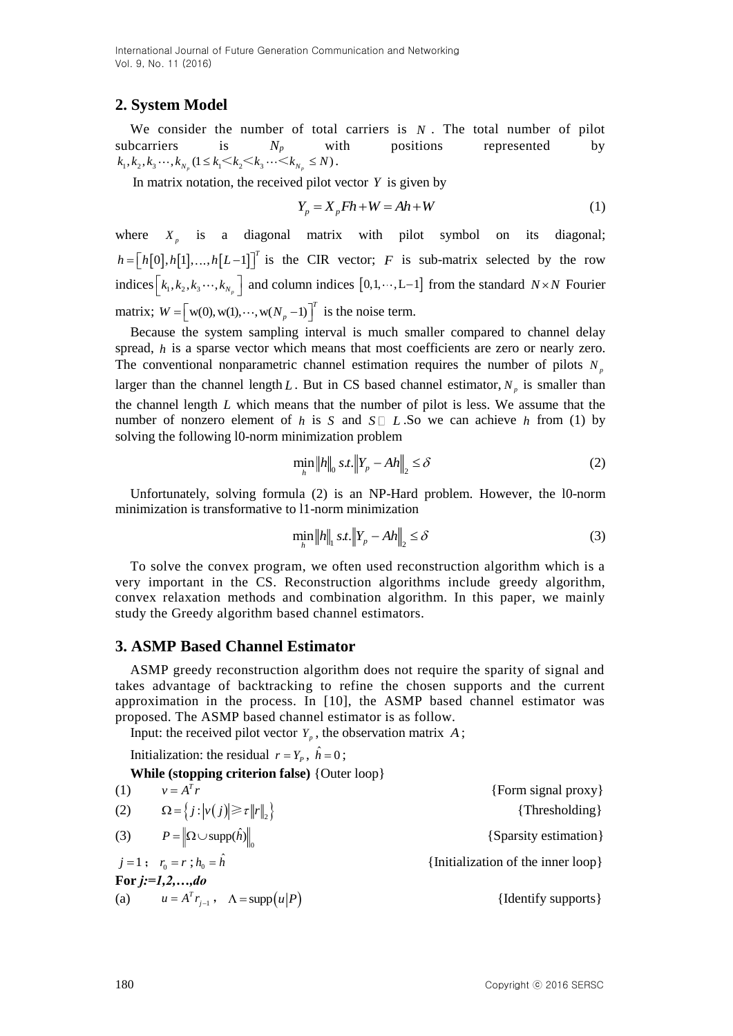## 2. System Model

We consider the number of total carriers is $N$. The total number of pilot subcarriers is $N_p$ with positions represented by $k_1, k_2, k_3 \cdots, k_{N_p} (1 \le k_1 < k_2 < k_3 \cdots < k_{N_p} \le N)$.

In matrix notation, the received pilot vector $Y$ is given by

$$Y_p = X_p Fh + W = Ah + W \tag{1}$$

where $X_p$ is a diagonal matrix with pilot symbol on its diagonal; $h = \left[h[0], h[1], \ldots, h[L-1]\right]^T$ is the CIR vector; $F$ is sub-matrix selected by the row indices $\left[k_1, k_2, k_3 \cdots, k_{N_p}\right]$ and column indices $[0, 1, \cdots, L-1]$ from the standard $N \times N$ Fourier matrix; $W = \left[\mathrm{w}(0), \mathrm{w}(1), \cdots, \mathrm{w}(N_p - 1)\right]^T$ is the noise term.

Because the system sampling interval is much smaller compared to channel delay spread, $h$ is a sparse vector which means that most coefficients are zero or nearly zero. The conventional nonparametric channel estimation requires the number of pilots $N_p$ larger than the channel length $L$. But in CS based channel estimator, $N_p$ is smaller than the channel length $L$ which means that the number of pilot is less. We assume that the number of nonzero element of $h$ is $S$ and $S \ll L$. So we can achieve $h$ from (1) by solving the following l0-norm minimization problem

$$\min_h \|h\|_0 \; s.t. \|Y_p - Ah\|_2 \le \delta \tag{2}$$

Unfortunately, solving formula (2) is an NP-Hard problem. However, the l0-norm minimization is transformative to l1-norm minimization

$$\min_h \|h\|_1 \; s.t. \|Y_p - Ah\|_2 \le \delta \tag{3}$$

To solve the convex program, we often used reconstruction algorithm which is a very important in the CS. Reconstruction algorithms include greedy algorithm, convex relaxation methods and combination algorithm. In this paper, we mainly study the Greedy algorithm based channel estimators.

## 3. ASMP Based Channel Estimator

ASMP greedy reconstruction algorithm does not require the sparity of signal and takes advantage of backtracking to refine the chosen supports and the current approximation in the process. In [10], the ASMP based channel estimator was proposed. The ASMP based channel estimator is as follow.

Input: the received pilot vector $Y_p$, the observation matrix $A$;

Initialization: the residual $r = Y_P$, $\hat{h} = 0$;

**While (stopping criterion false)** {Outer loop}

(1) $v = A^T r$ {Form signal proxy}

(2) $\Omega = \left\{ j : |v(j)| \geqslant \tau \|r\|_2 \right\}$ {Thresholding}

(3) $P = \left\| \Omega \cup \mathrm{supp}(\hat{h}) \right\|_0$ {Sparsity estimation}

$j = 1$; $r_0 = r$; $h_0 = \hat{h}$ {Initialization of the inner loop}

**For *j:=1,2,…,do***

(a) $u = A^T r_{j-1}$, $\Lambda = \mathrm{supp}(u|P)$ {Identify supports}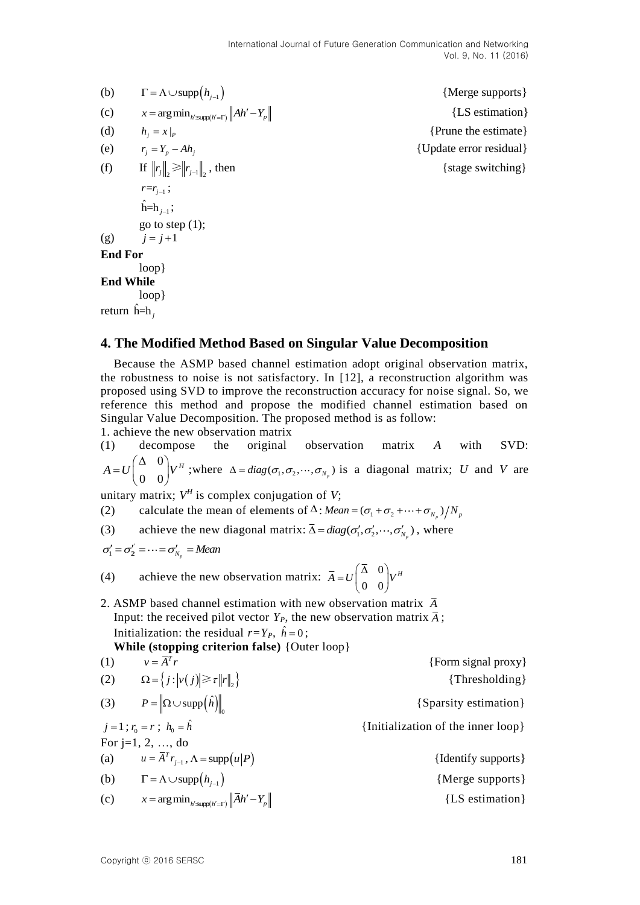(b) $\Gamma = \Lambda \cup \mathrm{supp}\left(h_{j-1}\right)$ {Merge supports}

(c) $x = \arg\min_{h':\mathrm{supp}(h'=\Gamma)} \left\| Ah' - Y_p \right\|$ {LS estimation}

(d) $h_j = x|_P$ {Prune the estimate}

(e) $r_j = Y_p - Ah_j$ {Update error residual}

(f) If $\left\| r_j \right\|_2 \geqslant \left\| r_{j-1} \right\|_2$, then {stage switching}

$r = r_{j-1}$;

$\hat{h} = h_{j-1}$;

go to step (1);

(g) $j = j+1$

**End For**

loop}

**End While**

loop}

return $\hat{h} = h_j$

## 4. The Modified Method Based on Singular Value Decomposition

Because the ASMP based channel estimation adopt original observation matrix, the robustness to noise is not satisfactory. In [12], a reconstruction algorithm was proposed using SVD to improve the reconstruction accuracy for noise signal. So, we reference this method and propose the modified channel estimation based on Singular Value Decomposition. The proposed method is as follow:

1. achieve the new observation matrix

(1) decompose the original observation matrix $A$ with SVD: $A = U \begin{pmatrix} \Delta & 0 \\ 0 & 0 \end{pmatrix} V^H$; where $\Delta = diag(\sigma_1, \sigma_2, \cdots, \sigma_{N_p})$ is a diagonal matrix; $U$ and $V$ are unitary matrix; $V^H$ is complex conjugation of $V$;

(2) calculate the mean of elements of $\Delta$: $Mean = (\sigma_1 + \sigma_2 + \cdots + \sigma_{N_p}) / N_p$

(3) achieve the new diagonal matrix: $\bar{\Delta} = diag(\sigma_1', \sigma_2', \cdots, \sigma_{N_p}')$, where $\sigma_1' = \sigma_2' = \cdots = \sigma_{N_p}' = Mean$

(4) achieve the new observation matrix: $\bar{A} = U \begin{pmatrix} \bar{\Delta} & 0 \\ 0 & 0 \end{pmatrix} V^H$

2. ASMP based channel estimation with new observation matrix $\bar{A}$

Input: the received pilot vector $Y_P$, the new observation matrix $\bar{A}$;

Initialization: the residual $r = Y_P$, $\hat{h} = 0$;

**While (stopping criterion false)** {Outer loop}

(1) $v = \bar{A}^T r$ {Form signal proxy}

(2) $\Omega = \left\{ j : \left| v(j) \right| \geqslant \tau \left\| r \right\|_2 \right\}$ {Thresholding}

(3) $P = \left\| \Omega \cup \mathrm{supp}\left(\hat{h}\right) \right\|_0$ {Sparsity estimation}

$j = 1$; $r_0 = r$; $h_0 = \hat{h}$ {Initialization of the inner loop}

For j=1, 2, …, do

(a) $u = \bar{A}^T r_{j-1}$, $\Lambda = \mathrm{supp}\left(u \middle| P\right)$ {Identify supports}

(b) $\Gamma = \Lambda \cup \mathrm{supp}\left(h_{j-1}\right)$ {Merge supports}

(c) $x = \arg\min_{h':\mathrm{supp}(h'=\Gamma)} \left\| \bar{A}h' - Y_p \right\|$ {LS estimation}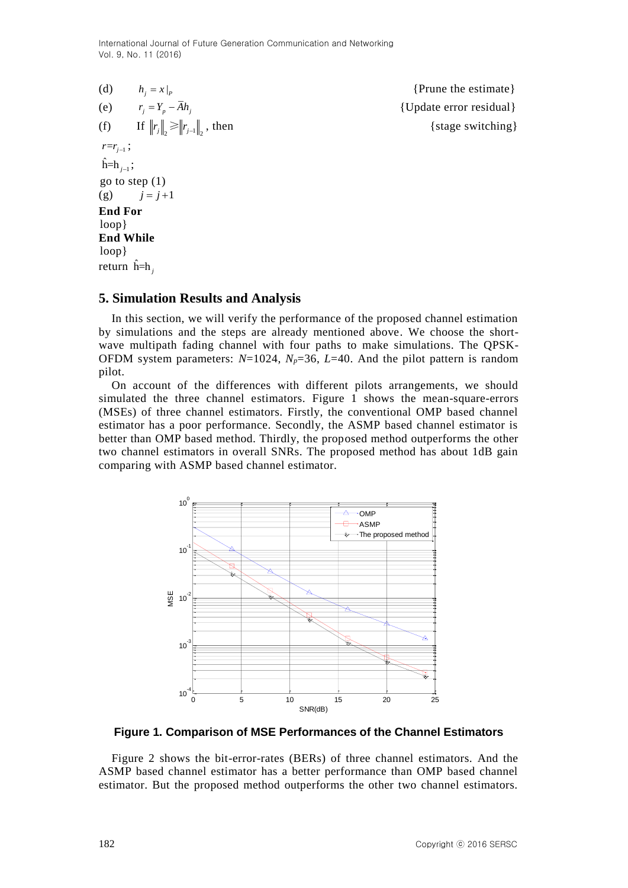(d) $h_j = x|_P$ {Prune the estimate}

(e) $r_j = Y_p - \bar{A}h_j$ {Update error residual}

(f) If $\|r_j\|_2 \geqslant \|r_{j-1}\|_2$, then {stage switching}

$r = r_{j-1}$;

$\hat{\mathrm{h}} = \mathrm{h}_{j-1}$;

go to step (1)

(g) $j = j+1$

**End For**

loop}

**End While**

loop}

return $\hat{\mathrm{h}} = \mathrm{h}_j$

## 5. Simulation Results and Analysis

In this section, we will verify the performance of the proposed channel estimation by simulations and the steps are already mentioned above. We choose the short-wave multipath fading channel with four paths to make simulations. The QPSK-OFDM system parameters: $N$=1024, $N_p$=36, $L$=40. And the pilot pattern is random pilot.

On account of the differences with different pilots arrangements, we should simulated the three channel estimators. Figure 1 shows the mean-square-errors (MSEs) of three channel estimators. Firstly, the conventional OMP based channel estimator has a poor performance. Secondly, the ASMP based channel estimator is better than OMP based method. Thirdly, the proposed method outperforms the other two channel estimators in overall SNRs. The proposed method has about 1dB gain comparing with ASMP based channel estimator.

**Figure 1. Comparison of MSE Performances of the Channel Estimators**

Figure 2 shows the bit-error-rates (BERs) of three channel estimators. And the ASMP based channel estimator has a better performance than OMP based channel estimator. But the proposed method outperforms the other two channel estimators.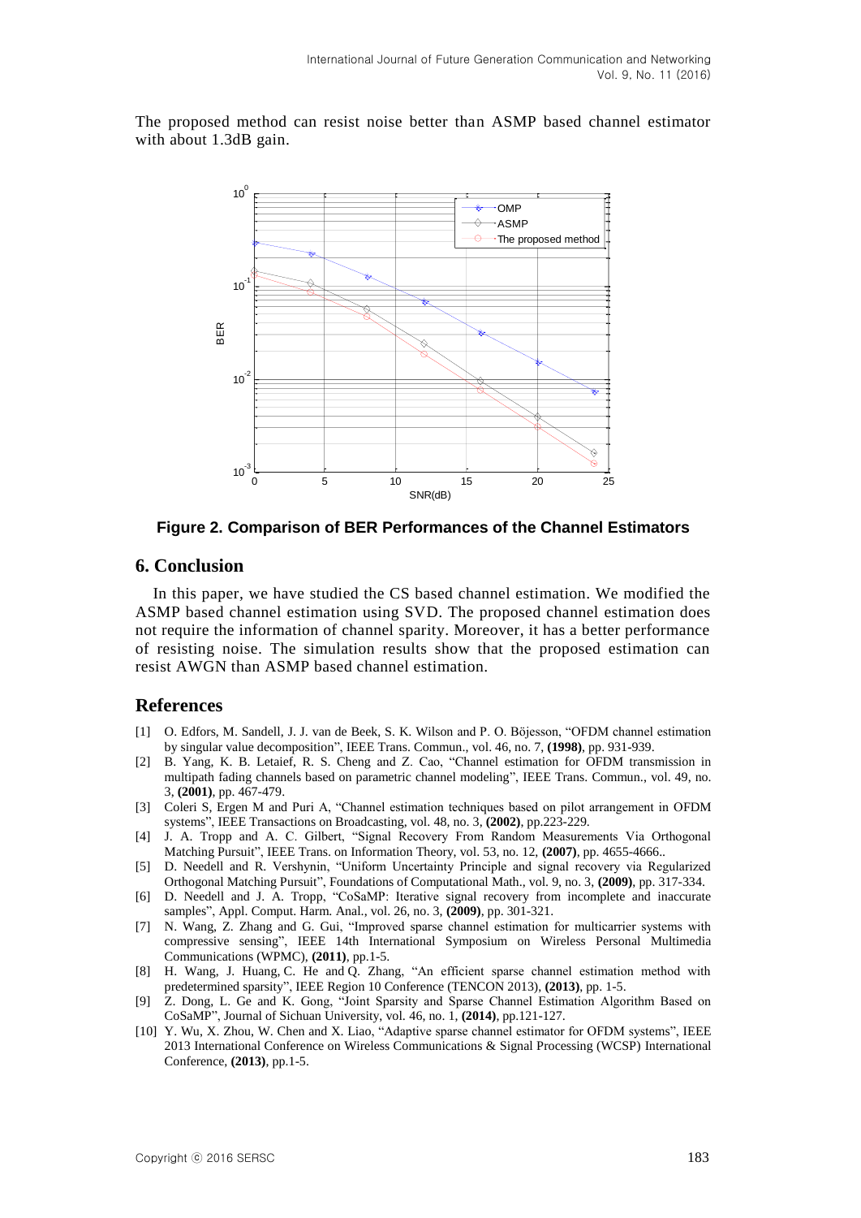The proposed method can resist noise better than ASMP based channel estimator with about 1.3dB gain.

**Figure 2. Comparison of BER Performances of the Channel Estimators**

## 6. Conclusion

In this paper, we have studied the CS based channel estimation. We modified the ASMP based channel estimation using SVD. The proposed channel estimation does not require the information of channel sparity. Moreover, it has a better performance of resisting noise. The simulation results show that the proposed estimation can resist AWGN than ASMP based channel estimation.

## References

[1] O. Edfors, M. Sandell, J. J. van de Beek, S. K. Wilson and P. O. Böjesson, "OFDM channel estimation by singular value decomposition", IEEE Trans. Commun., vol. 46, no. 7, **(1998)**, pp. 931-939.

[2] B. Yang, K. B. Letaief, R. S. Cheng and Z. Cao, "Channel estimation for OFDM transmission in multipath fading channels based on parametric channel modeling", IEEE Trans. Commun., vol. 49, no. 3, **(2001)**, pp. 467-479.

[3] Coleri S, Ergen M and Puri A, "Channel estimation techniques based on pilot arrangement in OFDM systems", IEEE Transactions on Broadcasting, vol. 48, no. 3, **(2002)**, pp.223-229.

[4] J. A. Tropp and A. C. Gilbert, "Signal Recovery From Random Measurements Via Orthogonal Matching Pursuit", IEEE Trans. on Information Theory, vol. 53, no. 12, **(2007)**, pp. 4655-4666..

[5] D. Needell and R. Vershynin, "Uniform Uncertainty Principle and signal recovery via Regularized Orthogonal Matching Pursuit", Foundations of Computational Math., vol. 9, no. 3, **(2009)**, pp. 317-334.

[6] D. Needell and J. A. Tropp, "CoSaMP: Iterative signal recovery from incomplete and inaccurate samples", Appl. Comput. Harm. Anal., vol. 26, no. 3, **(2009)**, pp. 301-321.

[7] N. Wang, Z. Zhang and G. Gui, "Improved sparse channel estimation for multicarrier systems with compressive sensing", IEEE 14th International Symposium on Wireless Personal Multimedia Communications (WPMC), **(2011)**, pp.1-5.

[8] H. Wang, J. Huang, C. He and Q. Zhang, "An efficient sparse channel estimation method with predetermined sparsity", IEEE Region 10 Conference (TENCON 2013), **(2013)**, pp. 1-5.

[9] Z. Dong, L. Ge and K. Gong, "Joint Sparsity and Sparse Channel Estimation Algorithm Based on CoSaMP", Journal of Sichuan University, vol. 46, no. 1, **(2014)**, pp.121-127.

[10] Y. Wu, X. Zhou, W. Chen and X. Liao, "Adaptive sparse channel estimator for OFDM systems", IEEE 2013 International Conference on Wireless Communications & Signal Processing (WCSP) International Conference, **(2013)**, pp.1-5.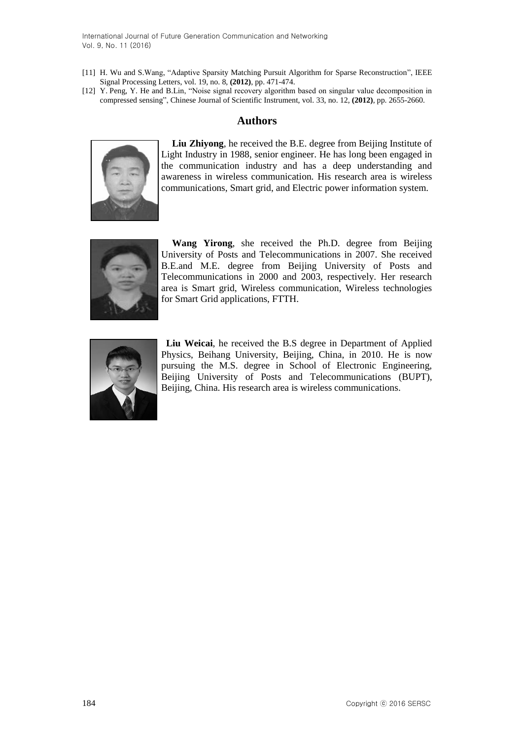[11] H. Wu and S.Wang, "Adaptive Sparsity Matching Pursuit Algorithm for Sparse Reconstruction", IEEE Signal Processing Letters, vol. 19, no. 8, **(2012)**, pp. 471-474.

[12] Y. Peng, Y. He and B.Lin, "Noise signal recovery algorithm based on singular value decomposition in compressed sensing", Chinese Journal of Scientific Instrument, vol. 33, no. 12, **(2012)**, pp. 2655-2660.

## Authors

**Liu Zhiyong**, he received the B.E. degree from Beijing Institute of Light Industry in 1988, senior engineer. He has long been engaged in the communication industry and has a deep understanding and awareness in wireless communication. His research area is wireless communications, Smart grid, and Electric power information system.

**Wang Yirong**, she received the Ph.D. degree from Beijing University of Posts and Telecommunications in 2007. She received B.E.and M.E. degree from Beijing University of Posts and Telecommunications in 2000 and 2003, respectively. Her research area is Smart grid, Wireless communication, Wireless technologies for Smart Grid applications, FTTH.

**Liu Weicai**, he received the B.S degree in Department of Applied Physics, Beihang University, Beijing, China, in 2010. He is now pursuing the M.S. degree in School of Electronic Engineering, Beijing University of Posts and Telecommunications (BUPT), Beijing, China. His research area is wireless communications.